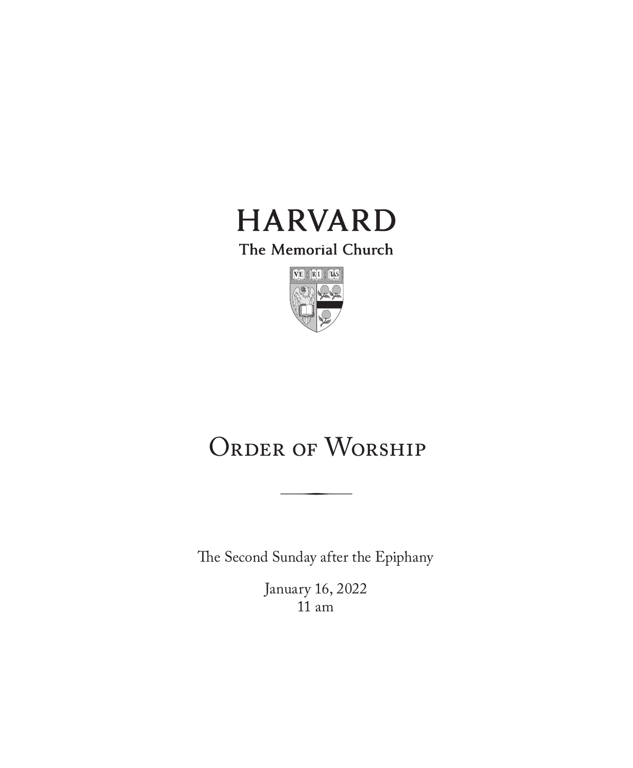# HARVARD

The Memorial Church

# Order of Worship

The Second Sunday after the Epiphany

January 16, 2022
11 am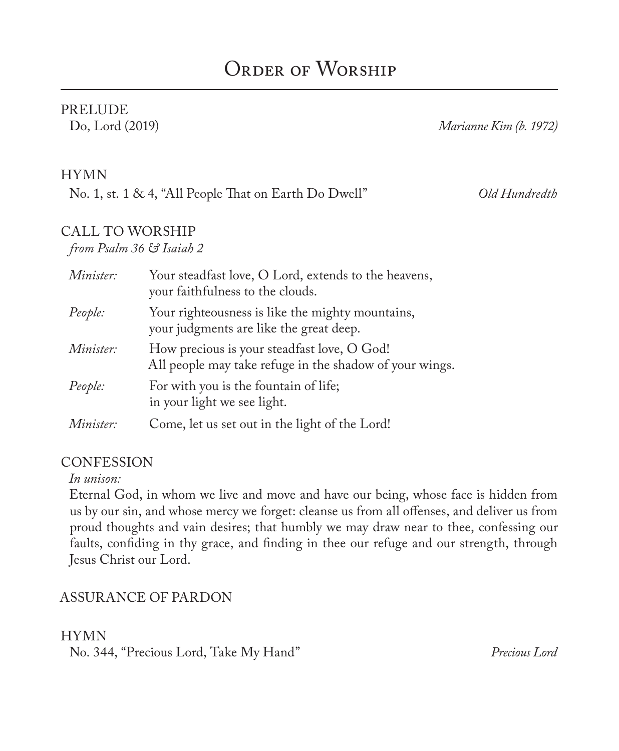# Order of Worship

## PRELUDE

Do, Lord (2019) *Marianne Kim (b. 1972)*

## HYMN

No. 1, st. 1 & 4, "All People That on Earth Do Dwell" *Old Hundredth*

## CALL TO WORSHIP

*from Psalm 36 & Isaiah 2*

*Minister:* Your steadfast love, O Lord, extends to the heavens,
your faithfulness to the clouds.

*People:* Your righteousness is like the mighty mountains,
your judgments are like the great deep.

*Minister:* How precious is your steadfast love, O God!
All people may take refuge in the shadow of your wings.

*People:* For with you is the fountain of life;
in your light we see light.

*Minister:* Come, let us set out in the light of the Lord!

## CONFESSION

*In unison:*

Eternal God, in whom we live and move and have our being, whose face is hidden from us by our sin, and whose mercy we forget: cleanse us from all offenses, and deliver us from proud thoughts and vain desires; that humbly we may draw near to thee, confessing our faults, confiding in thy grace, and finding in thee our refuge and our strength, through Jesus Christ our Lord.

## ASSURANCE OF PARDON

## HYMN

No. 344, "Precious Lord, Take My Hand" *Precious Lord*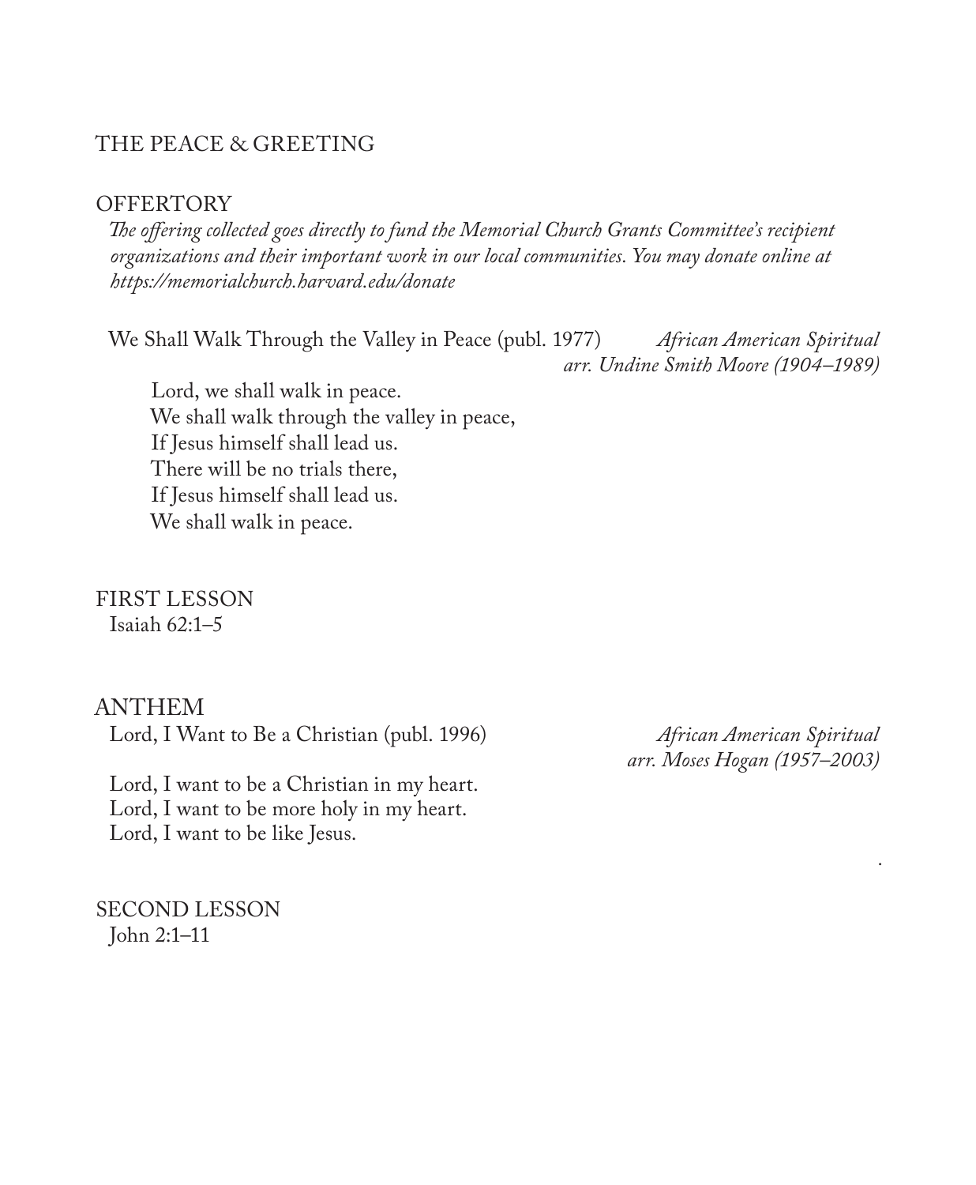## THE PEACE & GREETING

## OFFERTORY

*The offering collected goes directly to fund the Memorial Church Grants Committee's recipient organizations and their important work in our local communities. You may donate online at https://memorialchurch.harvard.edu/donate*

We Shall Walk Through the Valley in Peace (publ. 1977) — *African American Spiritual*
*arr. Undine Smith Moore (1904–1989)*

Lord, we shall walk in peace.
We shall walk through the valley in peace,
If Jesus himself shall lead us.
There will be no trials there,
If Jesus himself shall lead us.
We shall walk in peace.

## FIRST LESSON

Isaiah 62:1–5

## ANTHEM

Lord, I Want to Be a Christian (publ. 1996) — *African American Spiritual*
*arr. Moses Hogan (1957–2003)*

Lord, I want to be a Christian in my heart.
Lord, I want to be more holy in my heart.
Lord, I want to be like Jesus.

## SECOND LESSON

John 2:1–11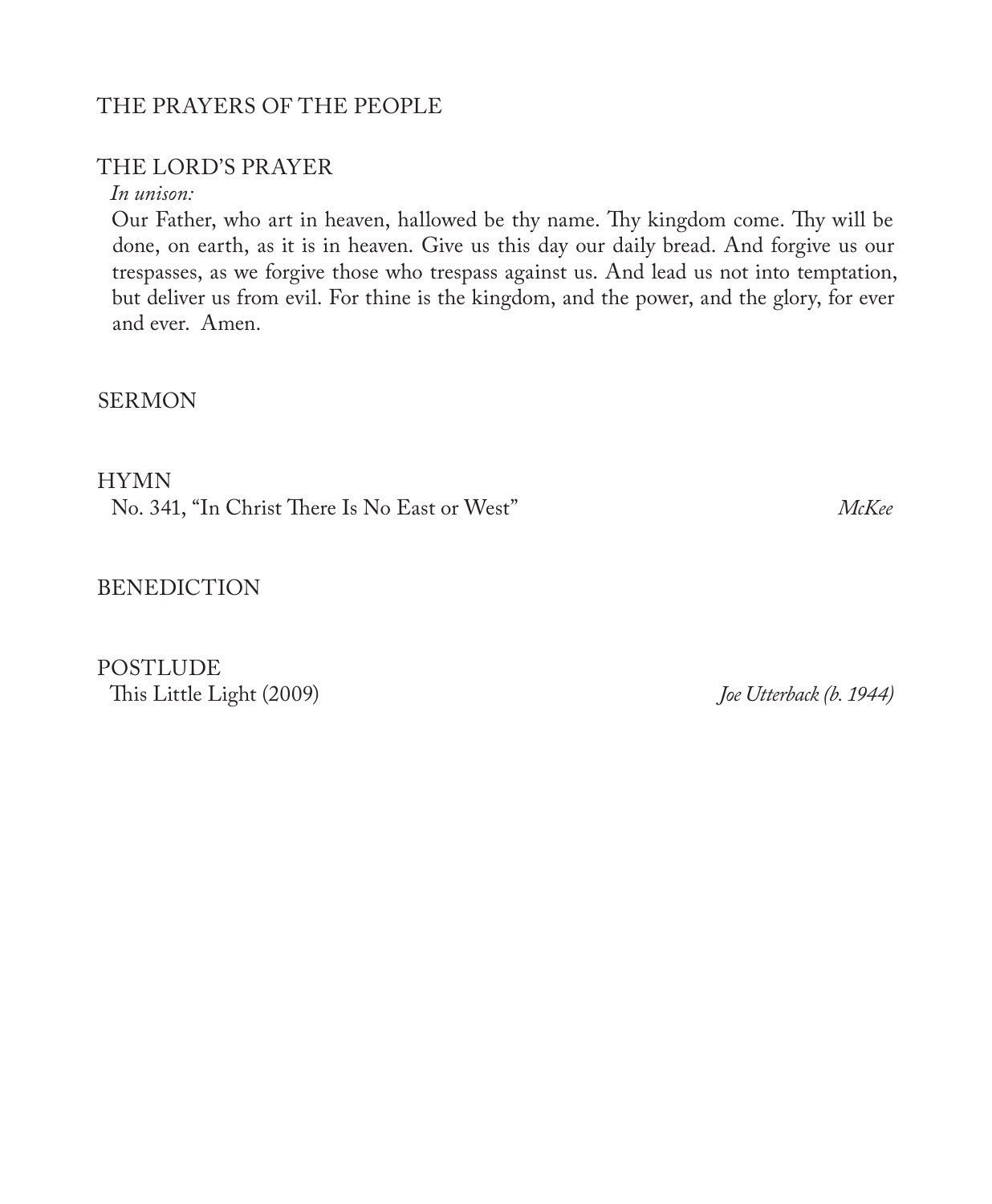## THE PRAYERS OF THE PEOPLE

## THE LORD'S PRAYER

*In unison:*

Our Father, who art in heaven, hallowed be thy name. Thy kingdom come. Thy will be done, on earth, as it is in heaven. Give us this day our daily bread. And forgive us our trespasses, as we forgive those who trespass against us. And lead us not into temptation, but deliver us from evil. For thine is the kingdom, and the power, and the glory, for ever and ever. Amen.

## SERMON

## HYMN

No. 341, "In Christ There Is No East or West" *McKee*

## BENEDICTION

## POSTLUDE

This Little Light (2009) *Joe Utterback (b. 1944)*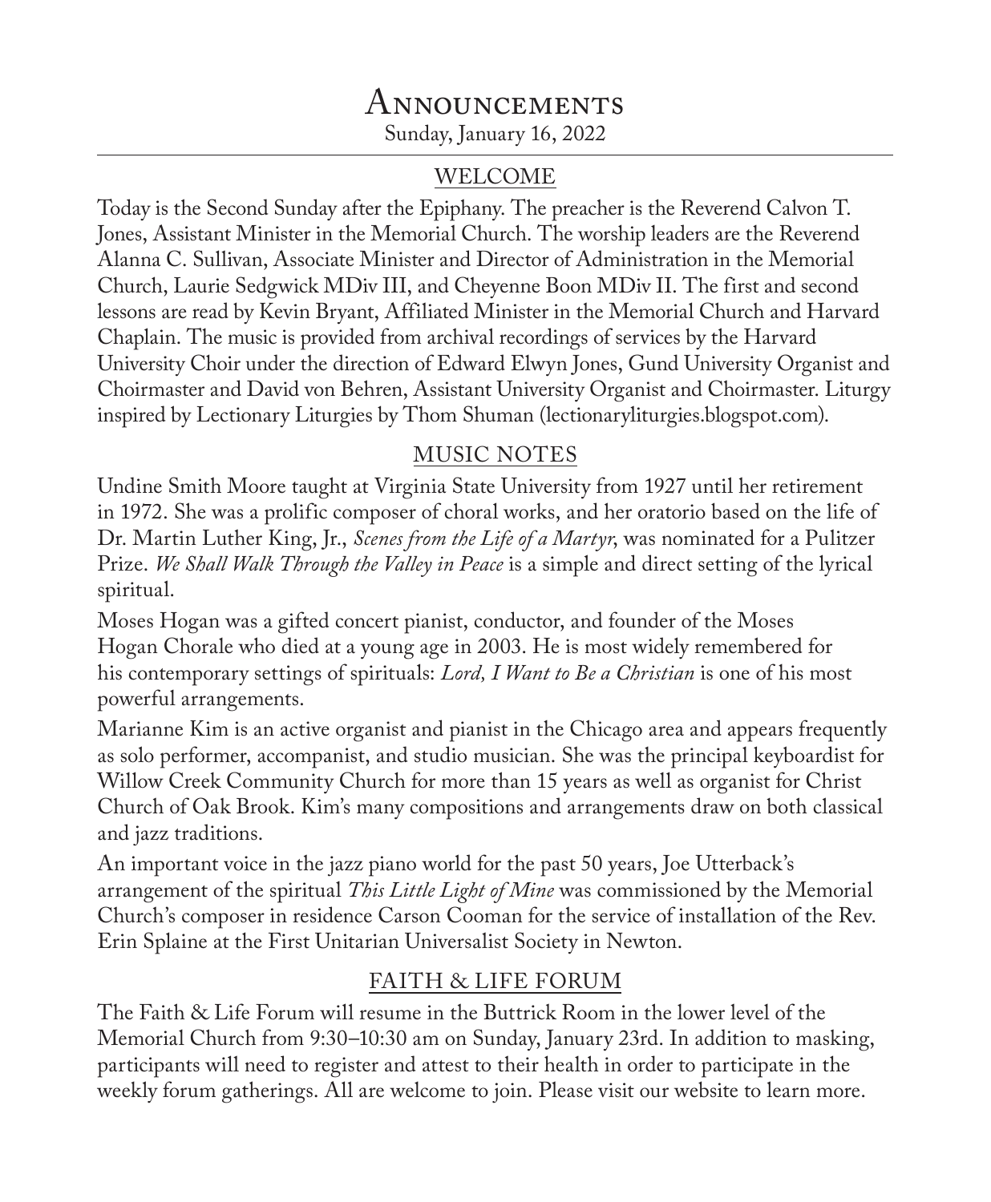# Announcements

Sunday, January 16, 2022

## WELCOME

Today is the Second Sunday after the Epiphany. The preacher is the Reverend Calvon T. Jones, Assistant Minister in the Memorial Church. The worship leaders are the Reverend Alanna C. Sullivan, Associate Minister and Director of Administration in the Memorial Church, Laurie Sedgwick MDiv III, and Cheyenne Boon MDiv II. The first and second lessons are read by Kevin Bryant, Affiliated Minister in the Memorial Church and Harvard Chaplain. The music is provided from archival recordings of services by the Harvard University Choir under the direction of Edward Elwyn Jones, Gund University Organist and Choirmaster and David von Behren, Assistant University Organist and Choirmaster. Liturgy inspired by Lectionary Liturgies by Thom Shuman (lectionaryliturgies.blogspot.com).

## MUSIC NOTES

Undine Smith Moore taught at Virginia State University from 1927 until her retirement in 1972. She was a prolific composer of choral works, and her oratorio based on the life of Dr. Martin Luther King, Jr., *Scenes from the Life of a Martyr*, was nominated for a Pulitzer Prize. *We Shall Walk Through the Valley in Peace* is a simple and direct setting of the lyrical spiritual.

Moses Hogan was a gifted concert pianist, conductor, and founder of the Moses Hogan Chorale who died at a young age in 2003. He is most widely remembered for his contemporary settings of spirituals: *Lord, I Want to Be a Christian* is one of his most powerful arrangements.

Marianne Kim is an active organist and pianist in the Chicago area and appears frequently as solo performer, accompanist, and studio musician. She was the principal keyboardist for Willow Creek Community Church for more than 15 years as well as organist for Christ Church of Oak Brook. Kim's many compositions and arrangements draw on both classical and jazz traditions.

An important voice in the jazz piano world for the past 50 years, Joe Utterback's arrangement of the spiritual *This Little Light of Mine* was commissioned by the Memorial Church's composer in residence Carson Cooman for the service of installation of the Rev. Erin Splaine at the First Unitarian Universalist Society in Newton.

## FAITH & LIFE FORUM

The Faith & Life Forum will resume in the Buttrick Room in the lower level of the Memorial Church from 9:30–10:30 am on Sunday, January 23rd. In addition to masking, participants will need to register and attest to their health in order to participate in the weekly forum gatherings. All are welcome to join. Please visit our website to learn more.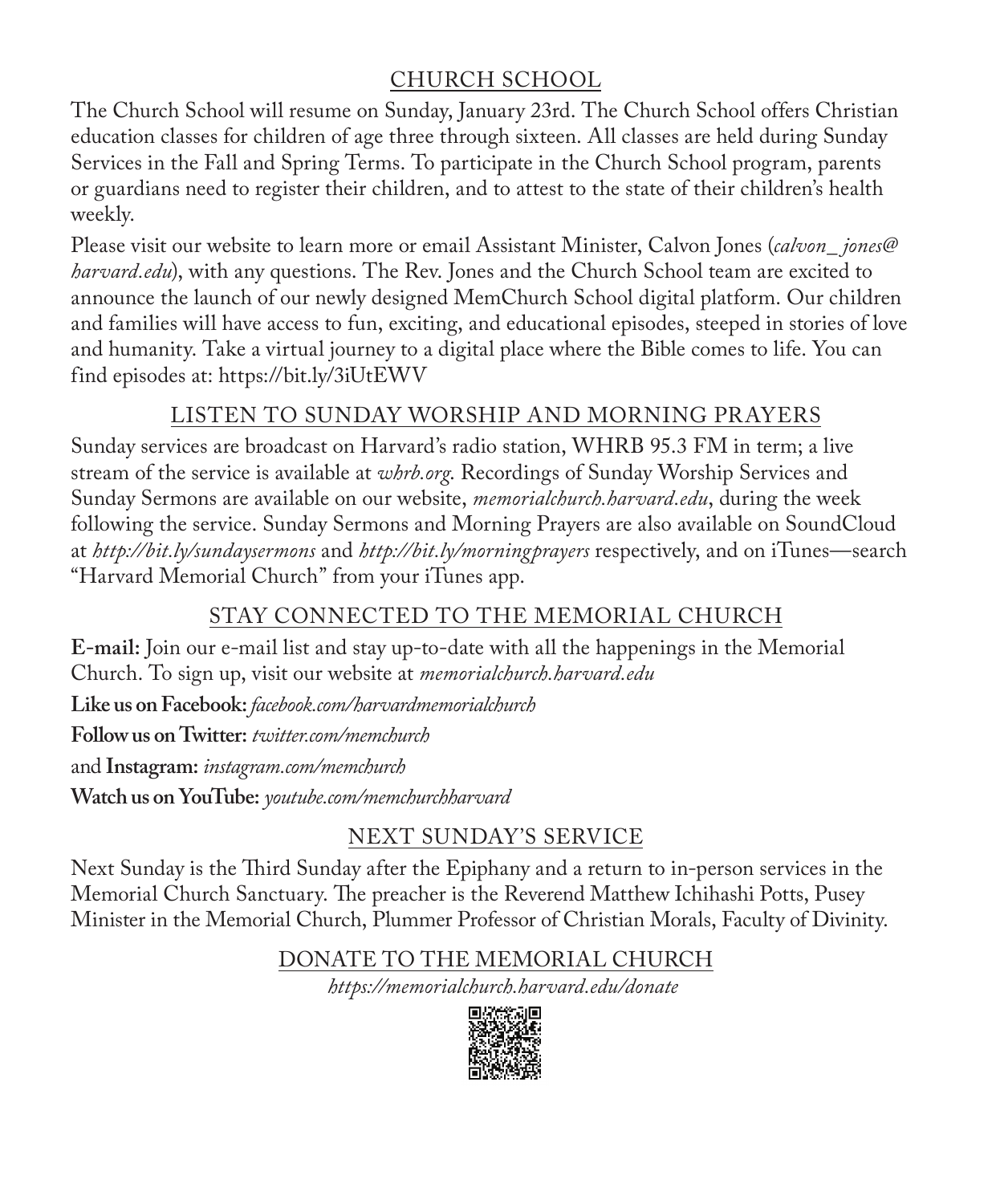## CHURCH SCHOOL

The Church School will resume on Sunday, January 23rd. The Church School offers Christian education classes for children of age three through sixteen. All classes are held during Sunday Services in the Fall and Spring Terms. To participate in the Church School program, parents or guardians need to register their children, and to attest to the state of their children's health weekly.

Please visit our website to learn more or email Assistant Minister, Calvon Jones (*calvon_jones@harvard.edu*), with any questions. The Rev. Jones and the Church School team are excited to announce the launch of our newly designed MemChurch School digital platform. Our children and families will have access to fun, exciting, and educational episodes, steeped in stories of love and humanity. Take a virtual journey to a digital place where the Bible comes to life. You can find episodes at: https://bit.ly/3iUtEWV

## LISTEN TO SUNDAY WORSHIP AND MORNING PRAYERS

Sunday services are broadcast on Harvard's radio station, WHRB 95.3 FM in term; a live stream of the service is available at *whrb.org*. Recordings of Sunday Worship Services and Sunday Sermons are available on our website, *memorialchurch.harvard.edu*, during the week following the service. Sunday Sermons and Morning Prayers are also available on SoundCloud at *http://bit.ly/sundaysermons* and *http://bit.ly/morningprayers* respectively, and on iTunes—search "Harvard Memorial Church" from your iTunes app.

## STAY CONNECTED TO THE MEMORIAL CHURCH

**E-mail:** Join our e-mail list and stay up-to-date with all the happenings in the Memorial Church. To sign up, visit our website at *memorialchurch.harvard.edu*

**Like us on Facebook:** *facebook.com/harvardmemorialchurch*

**Follow us on Twitter:** *twitter.com/memchurch*

and **Instagram:** *instagram.com/memchurch*

**Watch us on YouTube:** *youtube.com/memchurchharvard*

## NEXT SUNDAY'S SERVICE

Next Sunday is the Third Sunday after the Epiphany and a return to in-person services in the Memorial Church Sanctuary. The preacher is the Reverend Matthew Ichihashi Potts, Pusey Minister in the Memorial Church, Plummer Professor of Christian Morals, Faculty of Divinity.

## DONATE TO THE MEMORIAL CHURCH

*https://memorialchurch.harvard.edu/donate*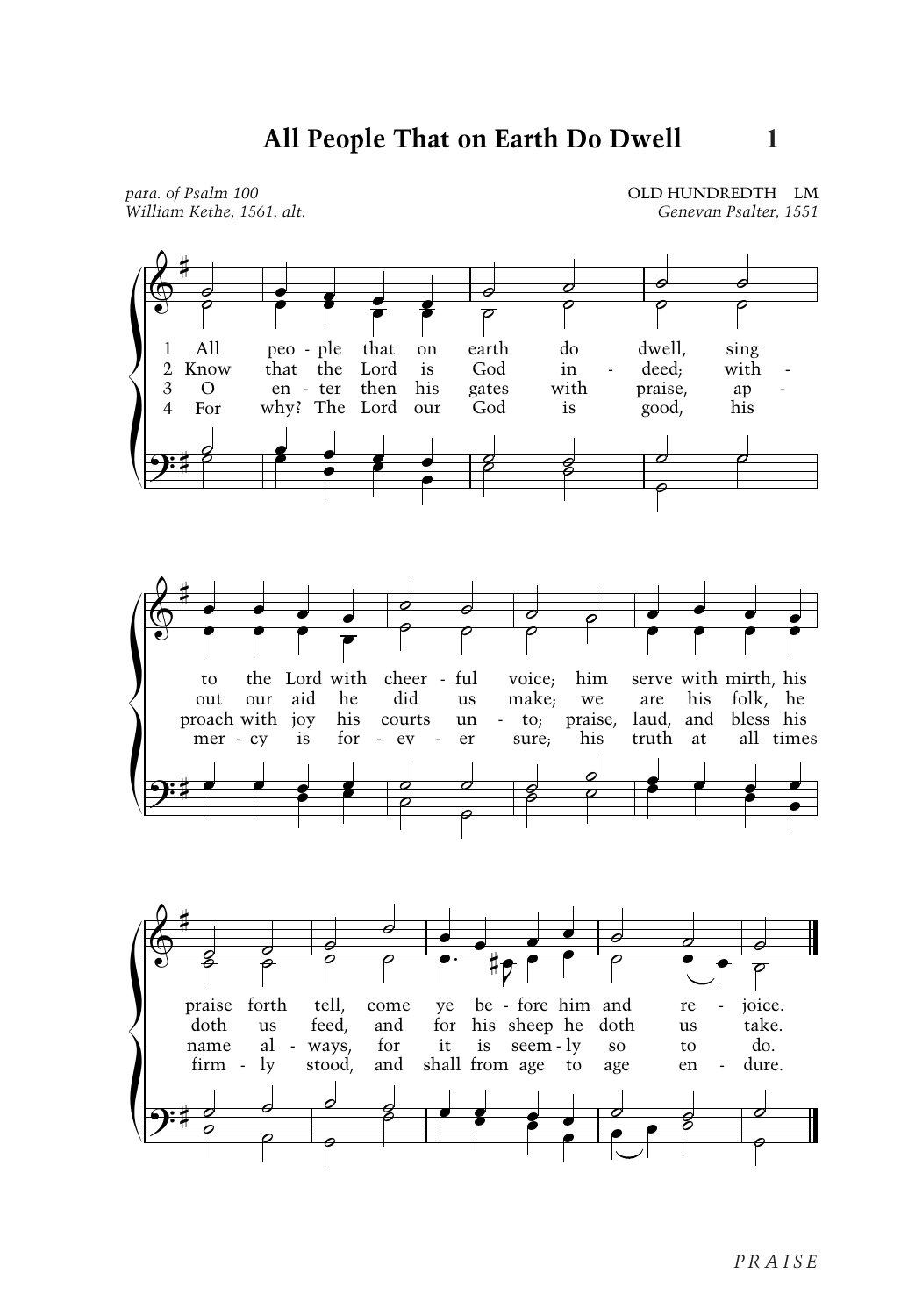# All People That on Earth Do Dwell

1

*para. of Psalm 100*
*William Kethe, 1561, alt.*

OLD HUNDREDTH LM
*Genevan Psalter, 1551*

1 All people that on earth do dwell, sing to the Lord with cheerful voice; him serve with mirth, his praise forth tell, come ye before him and rejoice.

2 Know that the Lord is God indeed; without our aid he did us make; we are his folk, he doth us feed, and for his sheep he doth us take.

3 O enter then his gates with praise, approach with joy his courts unto; praise, laud, and bless his name always, for it is seemly so to do.

4 For why? The Lord our God is good, his mercy is for ever sure; his truth at all times firmly stood, and shall from age to age endure.

*PRAISE*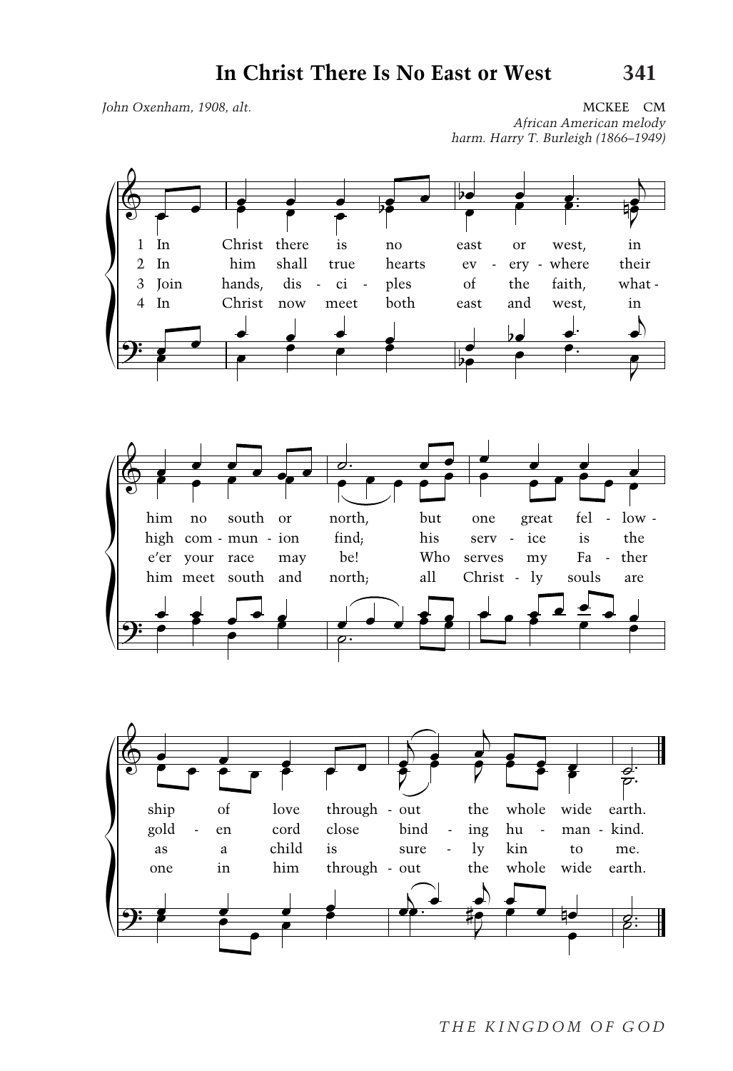# In Christ There Is No East or West

*John Oxenham, 1908, alt.*

MCKEE CM
*African American melody*
*harm. Harry T. Burleigh (1866–1949)*

1 In Christ there is no east or west, in him no south or north, but one great fellowship of love throughout the whole wide earth.

2 In him shall true hearts everywhere their high communion find; his service is the golden cord close binding humankind.

3 Join hands, disciples of the faith, whate'er your race may be! Who serves my Father as a child is surely kin to me.

4 In Christ now meet both east and west, in him meet south and north; all Christly souls are one in him throughout the whole wide earth.